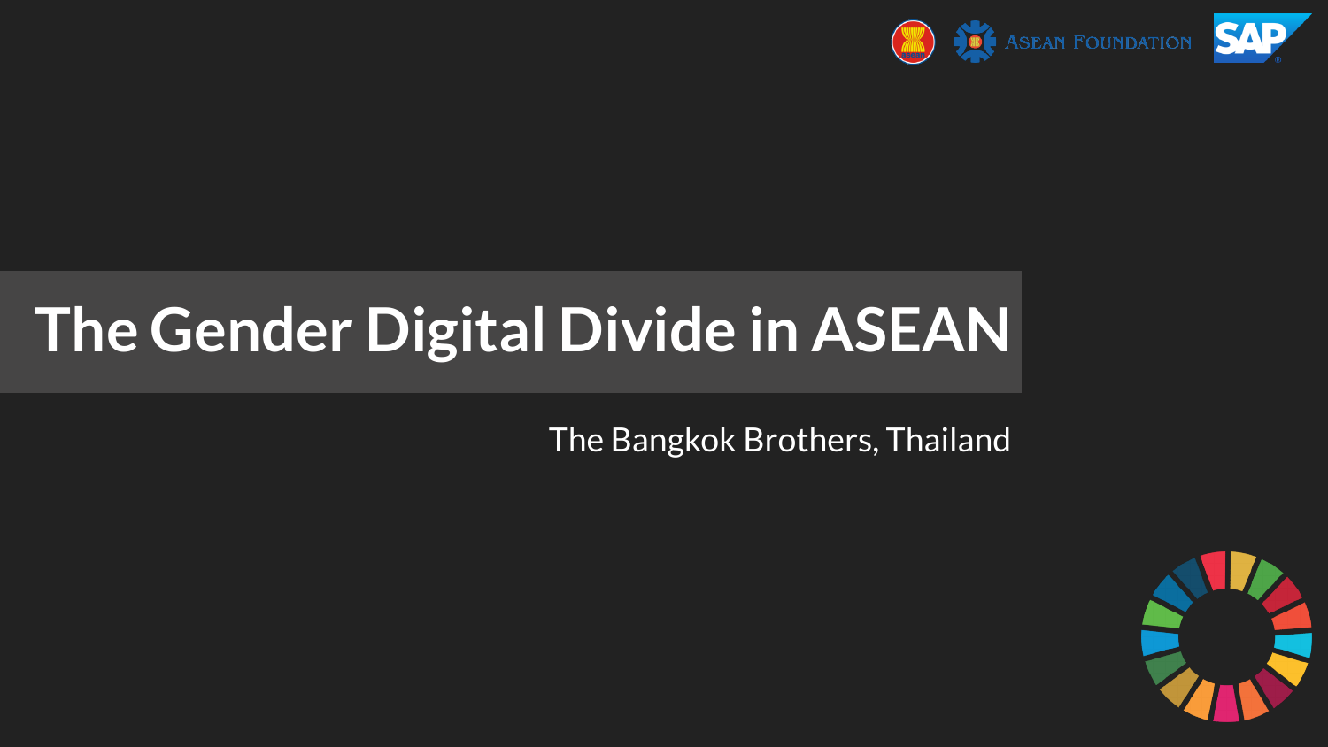# The Gender Digital Divide in ASEAN

The Bangkok Brothers, Thailand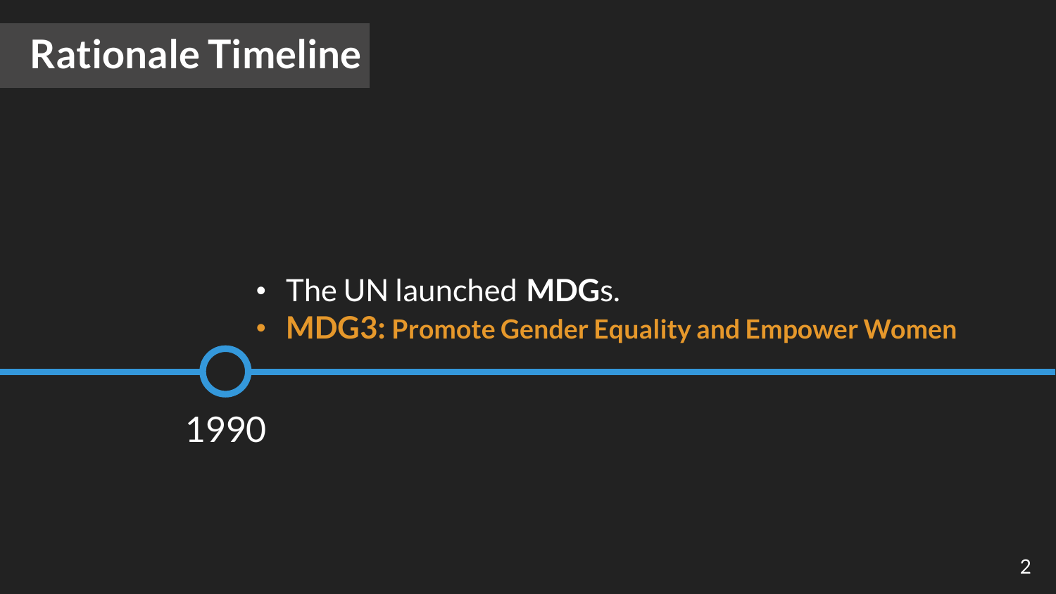# Rationale Timeline

- The UN launched **MDG**s.
- **MDG3: Promote Gender Equality and Empower Women**

1990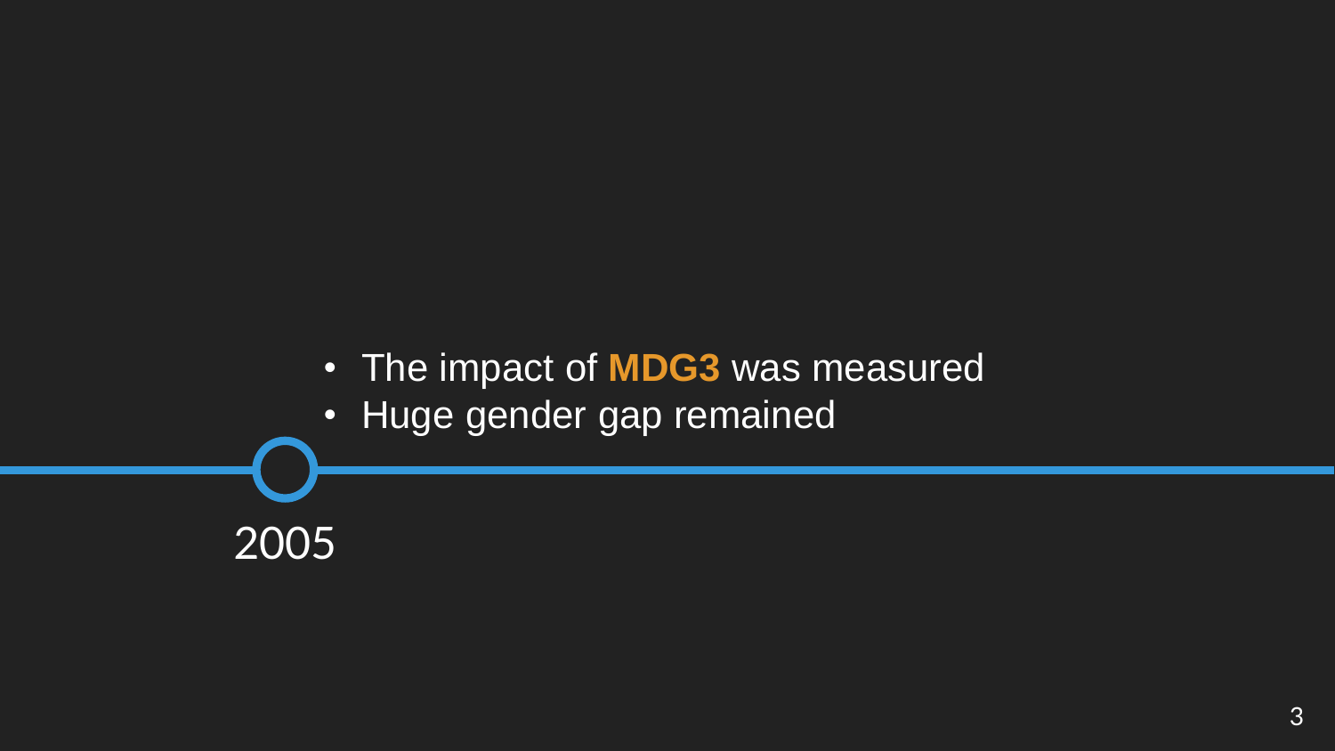- The impact of **MDG3** was measured
- Huge gender gap remained

2005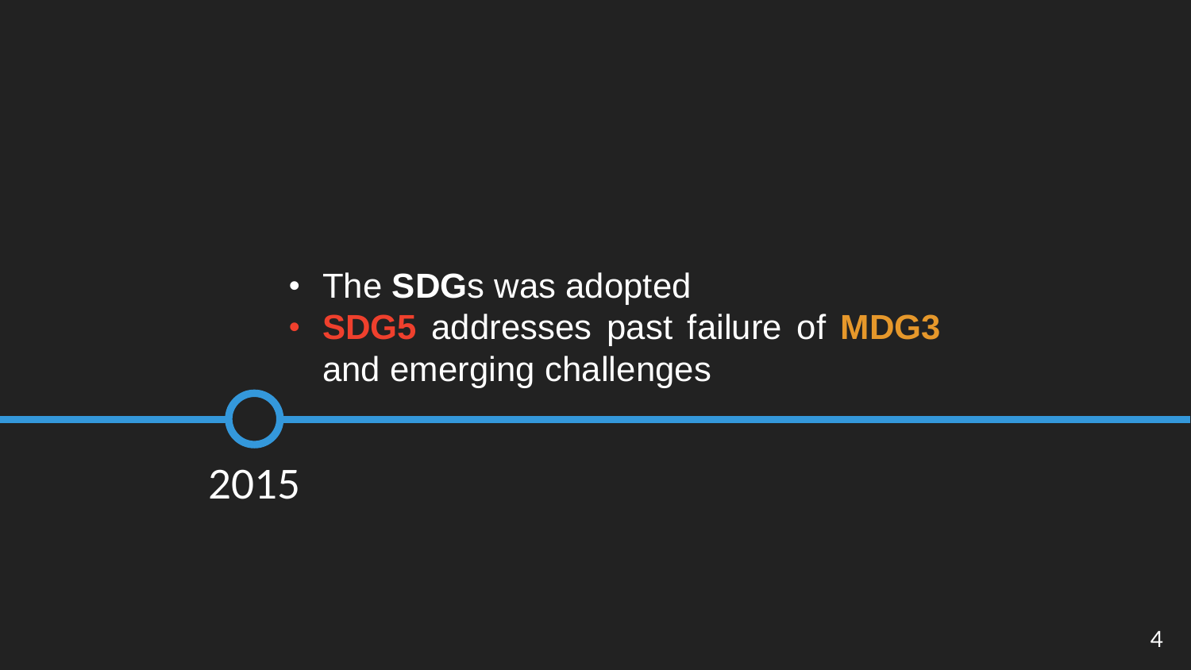- The **SDG**s was adopted
- **SDG5** addresses past failure of **MDG3** and emerging challenges

2015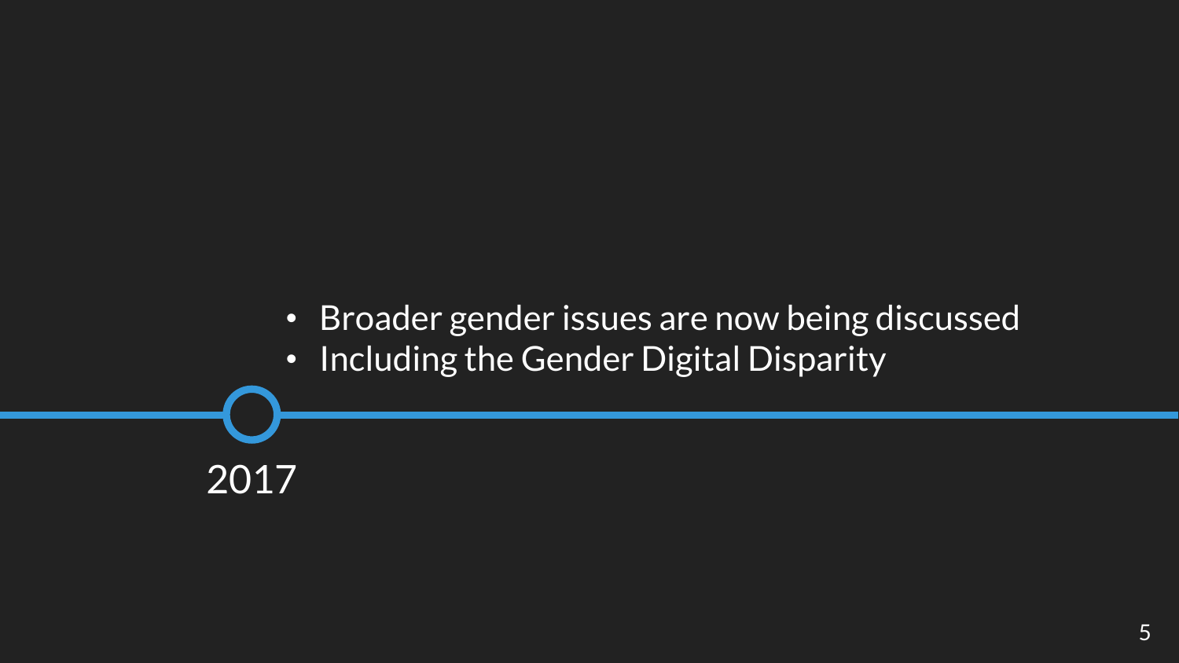- Broader gender issues are now being discussed
- Including the Gender Digital Disparity

2017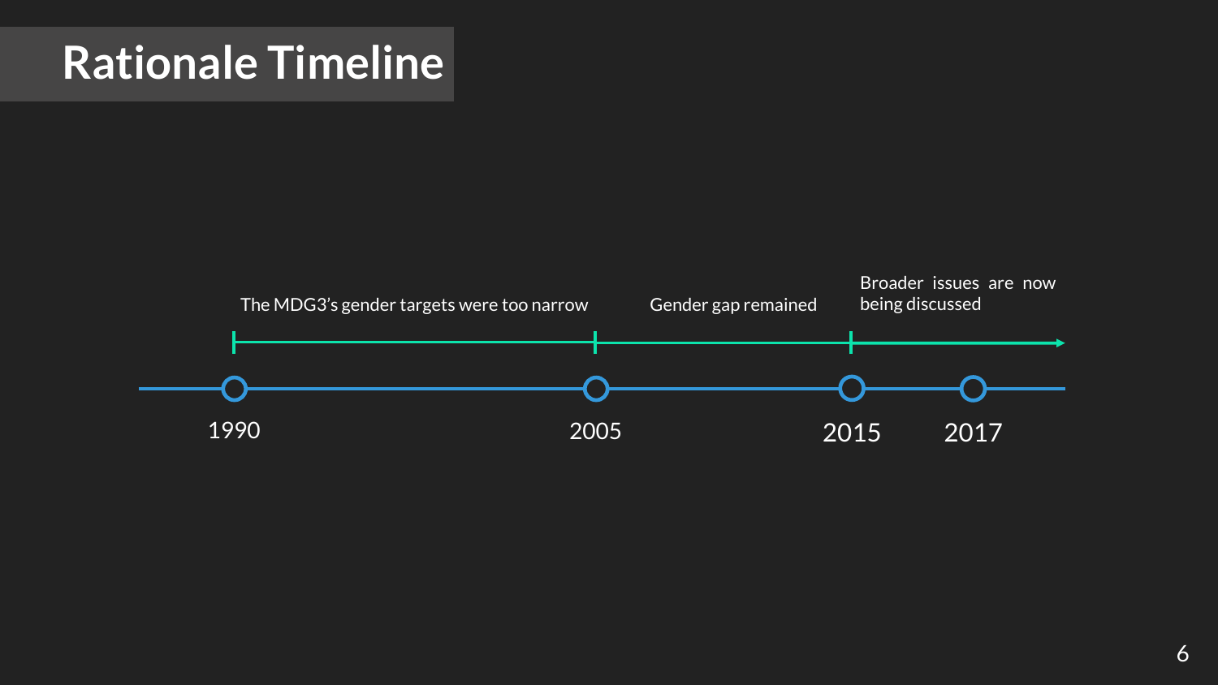# Rationale Timeline

The MDG3's gender targets were too narrow

Gender gap remained

Broader issues are now being discussed

1990

2005

2015

2017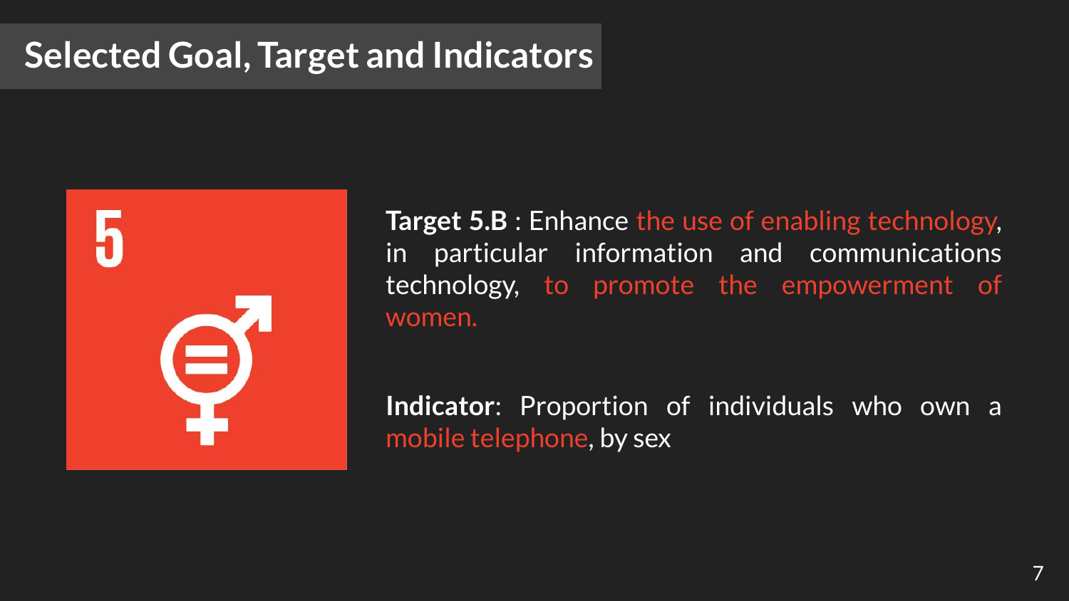# Selected Goal, Target and Indicators

5

**Target 5.B** : Enhance the use of enabling technology, in particular information and communications technology, to promote the empowerment of women.

**Indicator**: Proportion of individuals who own a mobile telephone, by sex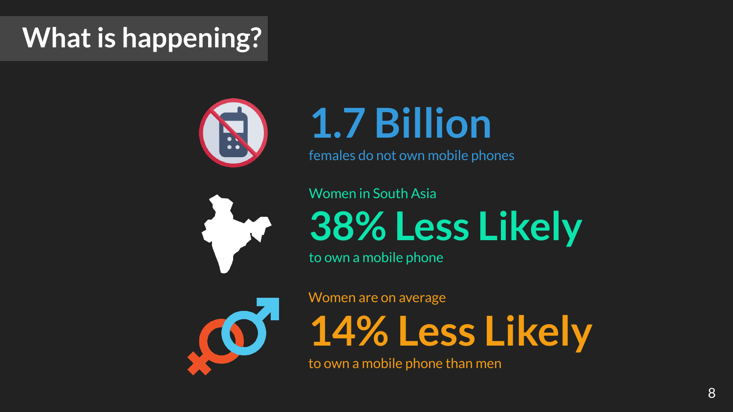# What is happening?

**1.7 Billion**

females do not own mobile phones

Women in South Asia

**38% Less Likely**

to own a mobile phone

Women are on average

**14% Less Likely**

to own a mobile phone than men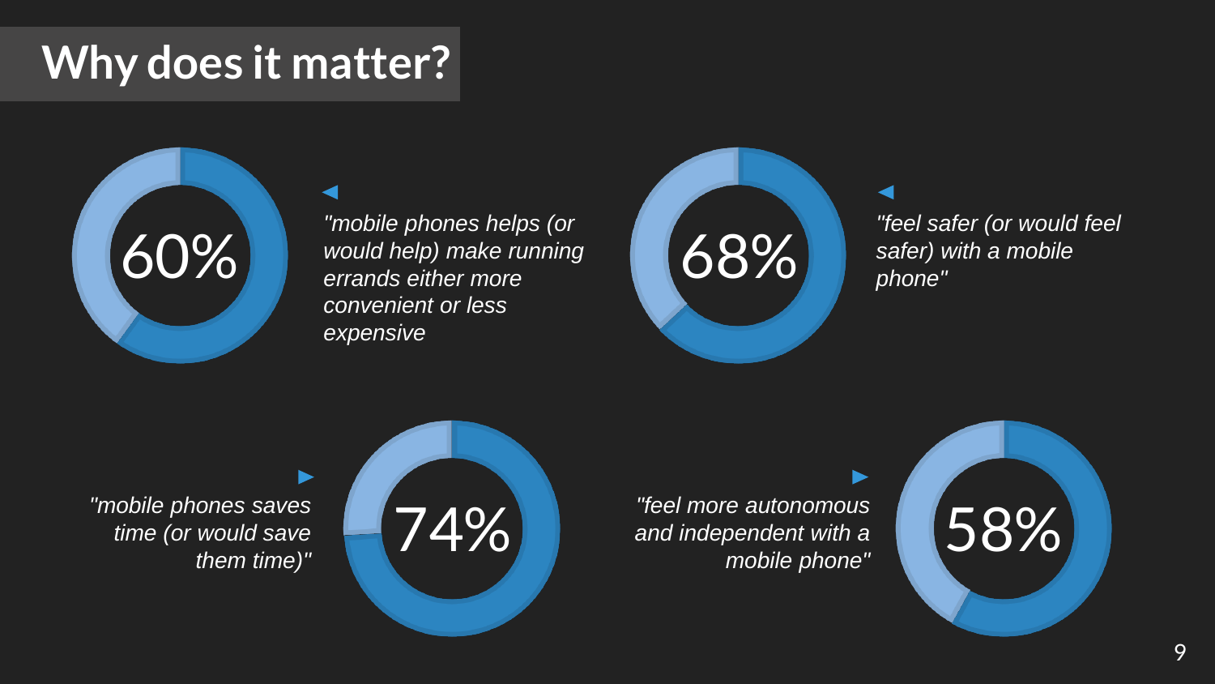# Why does it matter?

**60%** — *"mobile phones helps (or would help) make running errands either more convenient or less expensive*

**68%** — *"feel safer (or would feel safer) with a mobile phone"*

**74%** — *"mobile phones saves time (or would save them time)"*

**58%** — *"feel more autonomous and independent with a mobile phone"*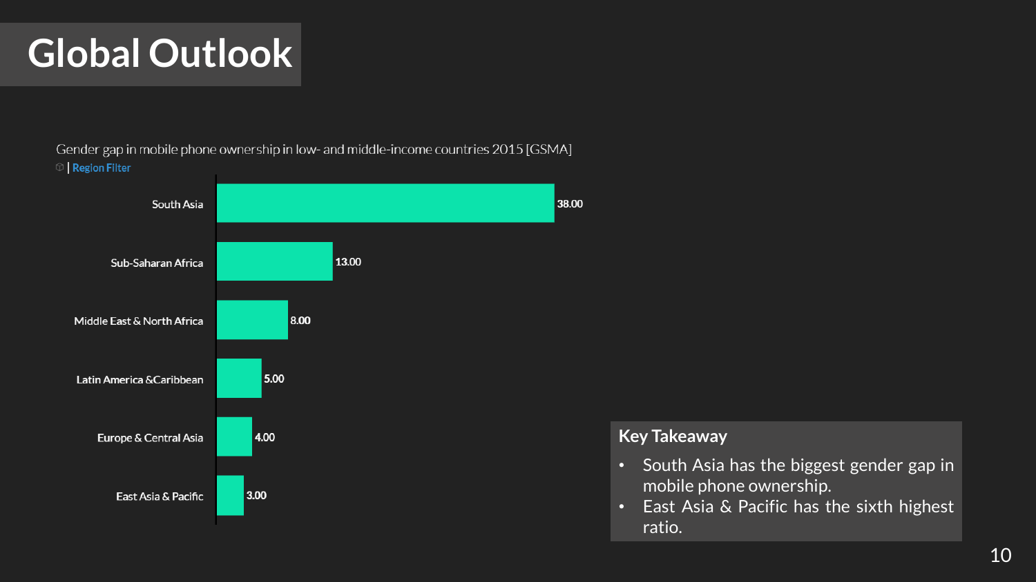# Global Outlook

Gender gap in mobile phone ownership in low- and middle-income countries 2015 [GSMA]

Region Filter

| Region | Gender gap |
| --- | --- |
| South Asia | 38.00 |
| Sub-Saharan Africa | 13.00 |
| Middle East & North Africa | 8.00 |
| Latin America &Caribbean | 5.00 |
| Europe & Central Asia | 4.00 |
| East Asia & Pacific | 3.00 |

**Key Takeaway**

- South Asia has the biggest gender gap in mobile phone ownership.
- East Asia & Pacific has the sixth highest ratio.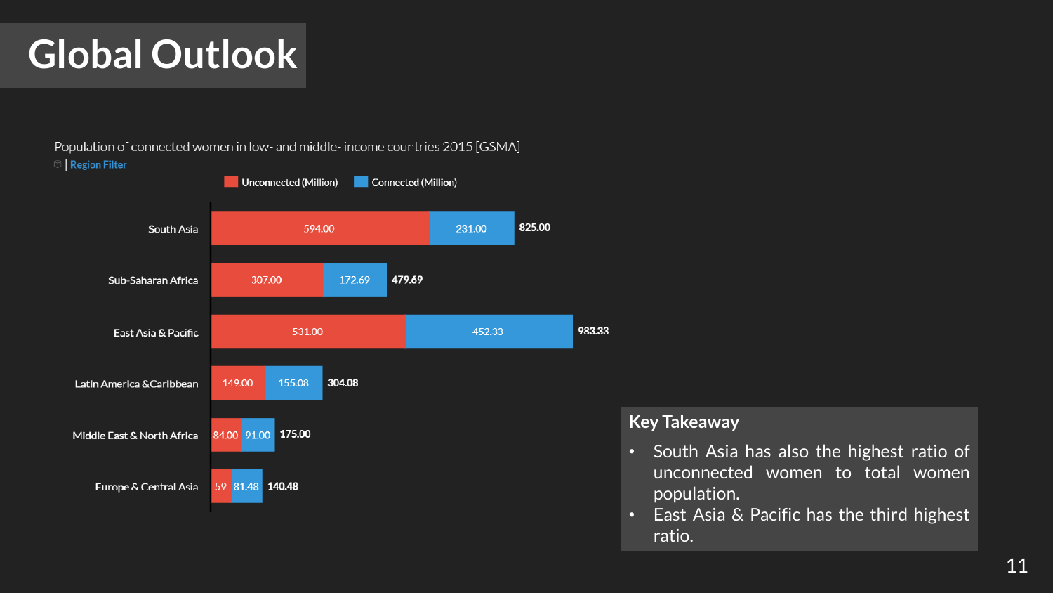# Global Outlook

Population of connected women in low- and middle- income countries 2015 [GSMA]

Region Filter

| Region | Unconnected (Million) | Connected (Million) | Total |
|---|---|---|---|
| South Asia | 594.00 | 231.00 | 825.00 |
| Sub-Saharan Africa | 307.00 | 172.69 | 479.69 |
| East Asia & Pacific | 531.00 | 452.33 | 983.33 |
| Latin America &Caribbean | 149.00 | 155.08 | 304.08 |
| Middle East & North Africa | 84.00 | 91.00 | 175.00 |
| Europe & Central Asia | 59 | 81.48 | 140.48 |

**Key Takeaway**

- South Asia has also the highest ratio of unconnected women to total women population.
- East Asia & Pacific has the third highest ratio.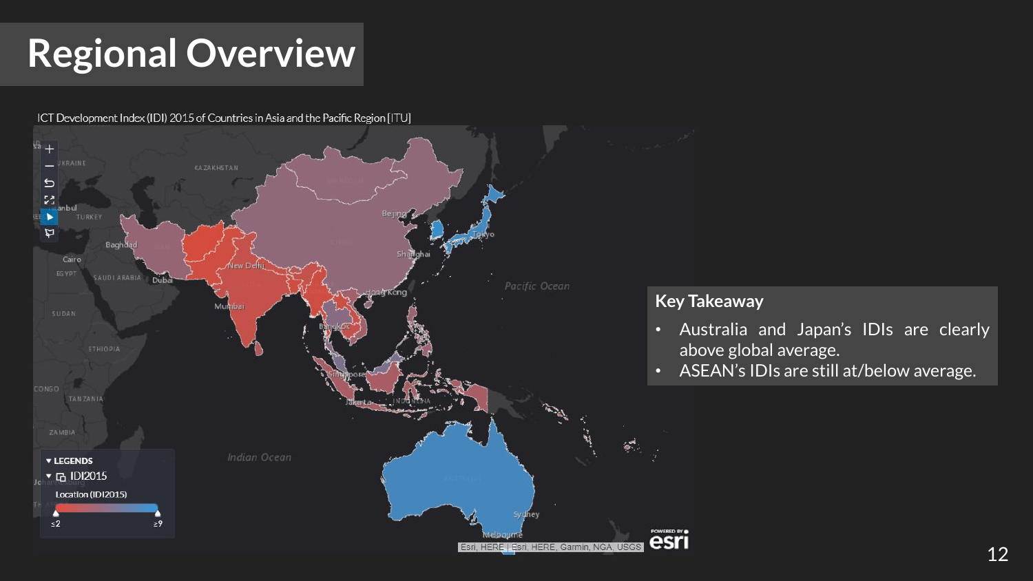# Regional Overview

ICT Development Index (IDI) 2015 of Countries in Asia and the Pacific Region [ITU]

**Key Takeaway**

- Australia and Japan's IDIs are clearly above global average.
- ASEAN's IDIs are still at/below average.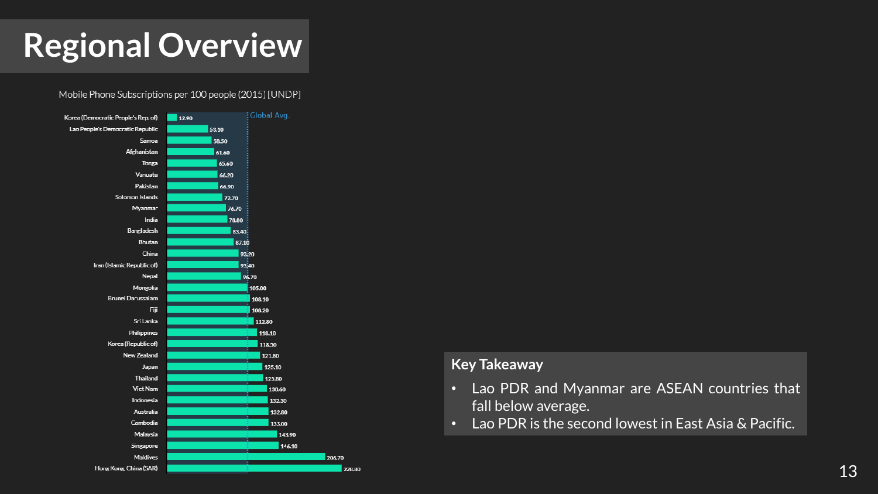# Regional Overview

Mobile Phone Subscriptions per 100 people (2015) [UNDP]

| Country | Subscriptions per 100 people |
|---|---|
| Korea (Democratic People's Rep. of) | 12.90 |
| Lao People's Democratic Republic | 53.10 |
| Samoa | 58.50 |
| Afghanistan | 61.60 |
| Tonga | 65.60 |
| Vanuatu | 66.20 |
| Pakistan | 66.90 |
| Solomon Islands | 72.70 |
| Myanmar | 76.70 |
| India | 78.80 |
| Bangladesh | 83.40 |
| Bhutan | 87.10 |
| China | 93.20 |
| Iran (Islamic Republic of) | 93.40 |
| Nepal | 96.70 |
| Mongolia | 105.00 |
| Brunei Darussalam | 108.10 |
| Fiji | 108.20 |
| Sri Lanka | 112.80 |
| Philippines | 118.10 |
| Korea (Republic of) | 118.50 |
| New Zealand | 121.80 |
| Japan | 125.10 |
| Thailand | 125.80 |
| Viet Nam | 130.60 |
| Indonesia | 132.30 |
| Australia | 132.80 |
| Cambodia | 133.00 |
| Malaysia | 143.90 |
| Singapore | 146.10 |
| Maldives | 206.70 |
| Hong Kong, China (SAR) | 228.80 |

Global Avg.

**Key Takeaway**

- Lao PDR and Myanmar are ASEAN countries that fall below average.
- Lao PDR is the second lowest in East Asia & Pacific.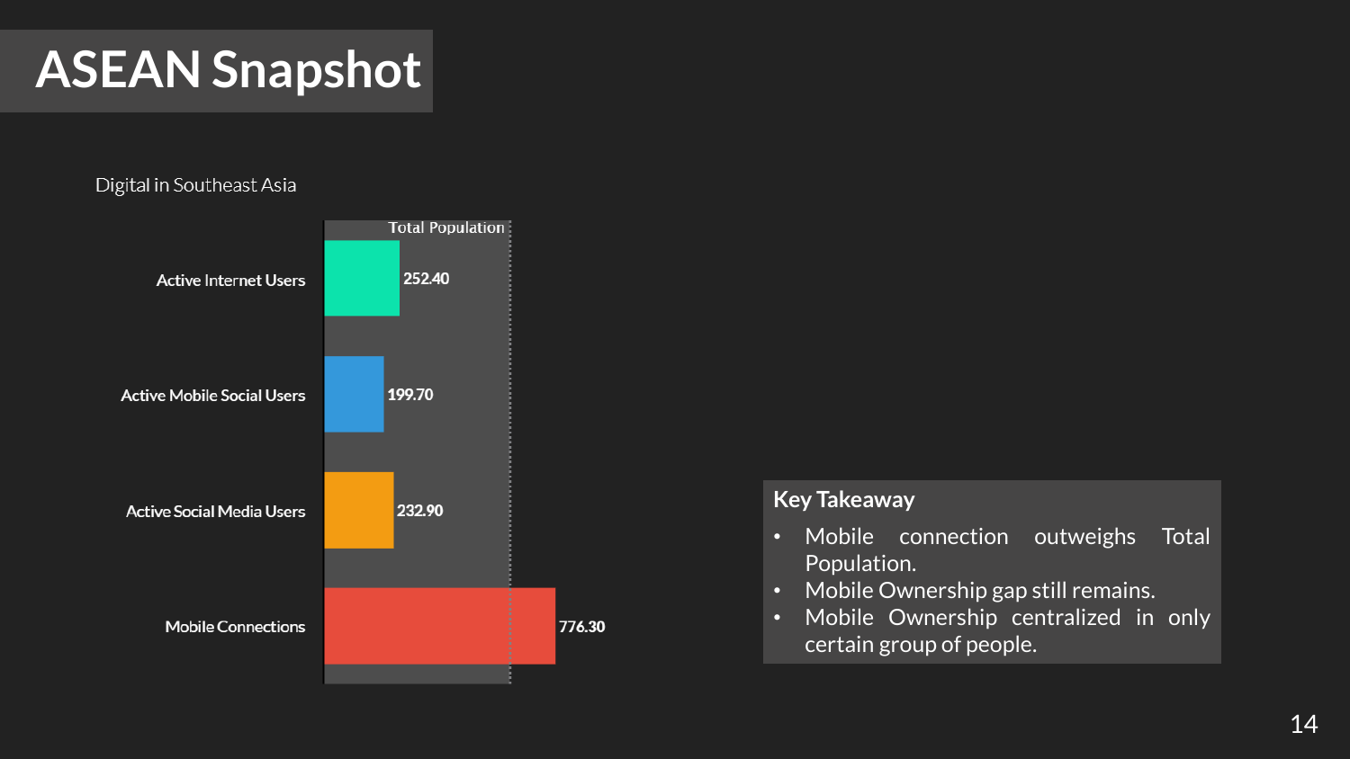# ASEAN Snapshot

Digital in Southeast Asia

| Category | Value |
| --- | --- |
| Active Internet Users | 252.40 |
| Active Mobile Social Users | 199.70 |
| Active Social Media Users | 232.90 |
| Mobile Connections | 776.30 |

Total Population

**Key Takeaway**

- Mobile connection outweighs Total Population.
- Mobile Ownership gap still remains.
- Mobile Ownership centralized in only certain group of people.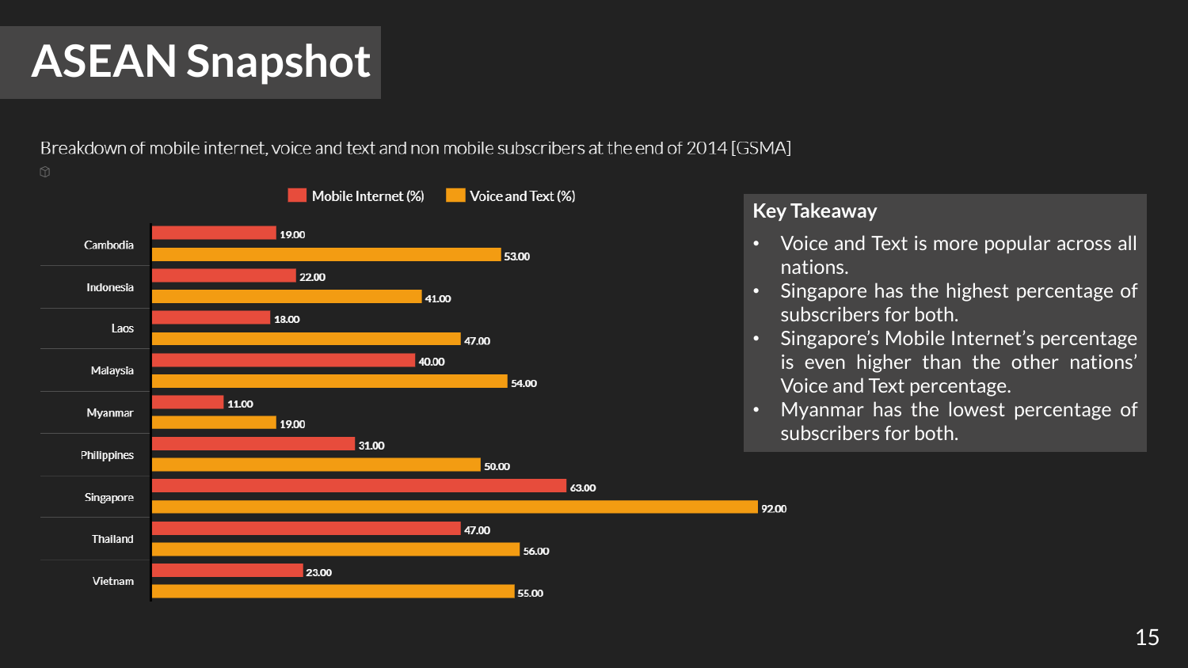# ASEAN Snapshot

Breakdown of mobile internet, voice and text and non mobile subscribers at the end of 2014 [GSMA]

| Country | Mobile Internet (%) | Voice and Text (%) |
|---|---|---|
| Cambodia | 19.00 | 53.00 |
| Indonesia | 22.00 | 41.00 |
| Laos | 18.00 | 47.00 |
| Malaysia | 40.00 | 54.00 |
| Myanmar | 11.00 | 19.00 |
| Philippines | 31.00 | 50.00 |
| Singapore | 63.00 | 92.00 |
| Thailand | 47.00 | 56.00 |
| Vietnam | 23.00 | 55.00 |

## Key Takeaway

- Voice and Text is more popular across all nations.
- Singapore has the highest percentage of subscribers for both.
- Singapore's Mobile Internet's percentage is even higher than the other nations' Voice and Text percentage.
- Myanmar has the lowest percentage of subscribers for both.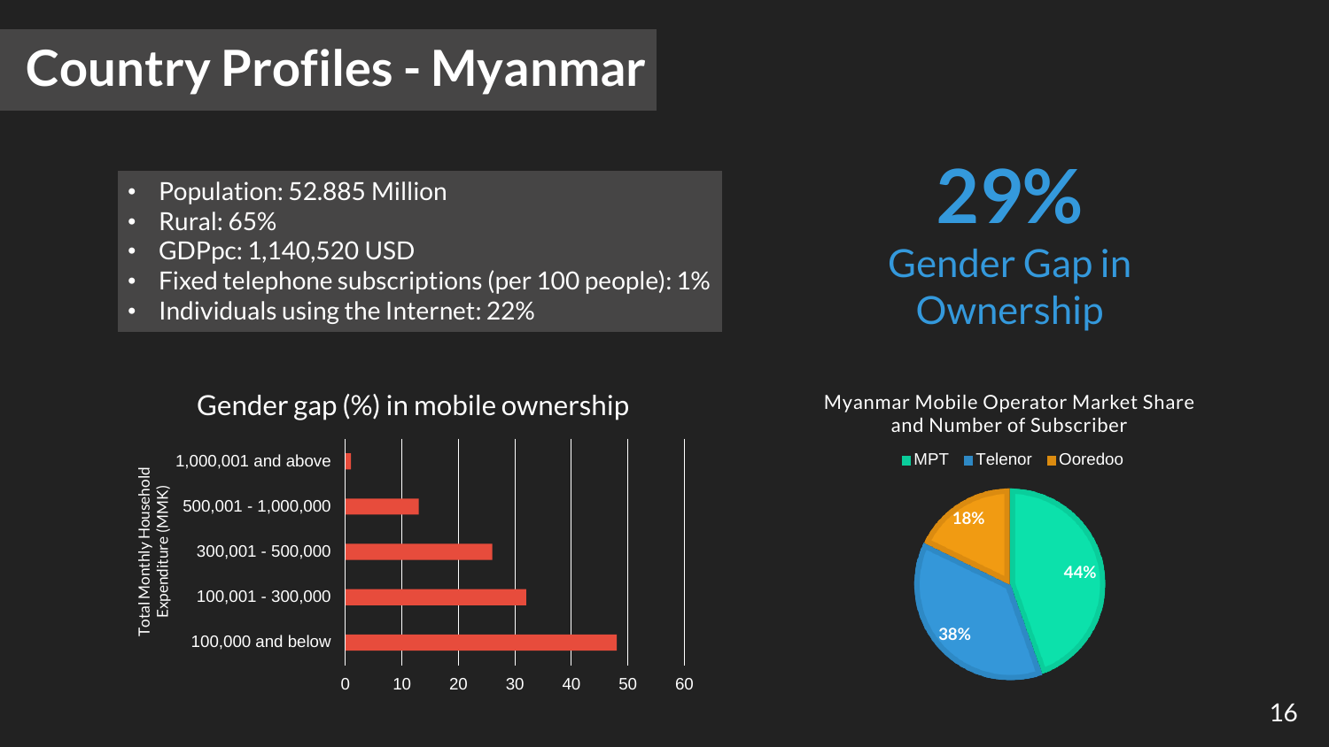# Country Profiles - Myanmar

- Population: 52.885 Million
- Rural: 65%
- GDPpc: 1,140,520 USD
- Fixed telephone subscriptions (per 100 people): 1%
- Individuals using the Internet: 22%

**29%**

Gender Gap in Ownership

## Gender gap (%) in mobile ownership

Total Monthly Household Expenditure (MMK)

| Total Monthly Household Expenditure (MMK) | Gender gap (%) |
|---|---|
| 1,000,001 and above | ~1 |
| 500,001 - 1,000,000 | ~13 |
| 300,001 - 500,000 | ~26 |
| 100,001 - 300,000 | ~32 |
| 100,000 and below | ~48 |

## Myanmar Mobile Operator Market Share and Number of Subscriber

| Operator | Market Share |
|---|---|
| MPT | 44% |
| Telenor | 38% |
| Ooredoo | 18% |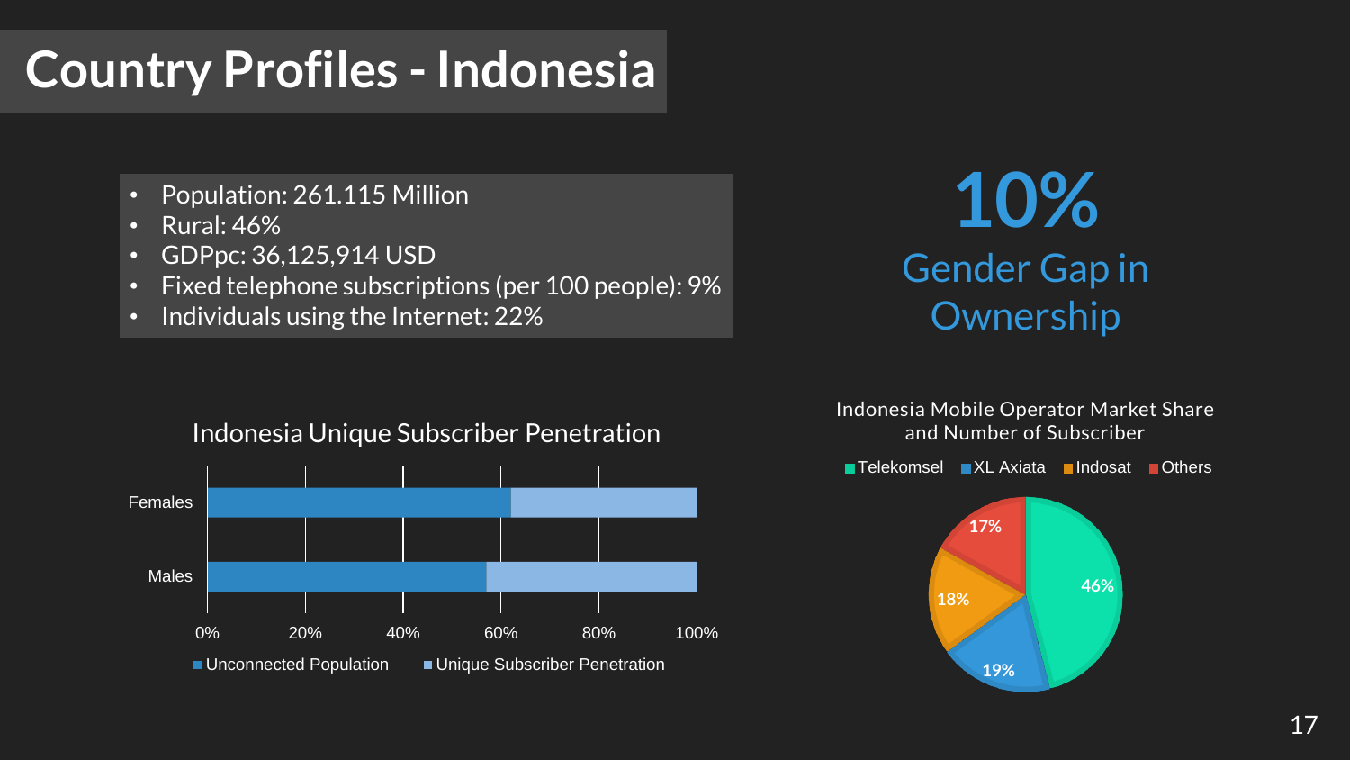# Country Profiles - Indonesia

- Population: 261.115 Million
- Rural: 46%
- GDPpc: 36,125,914 USD
- Fixed telephone subscriptions (per 100 people): 9%
- Individuals using the Internet: 22%

**10%**

Gender Gap in Ownership

Indonesia Unique Subscriber Penetration

Females

Males

0% 20% 40% 60% 80% 100%

Unconnected Population  Unique Subscriber Penetration

Indonesia Mobile Operator Market Share and Number of Subscriber

Telekomsel  XL Axiata  Indosat  Others

46%  19%  18%  17%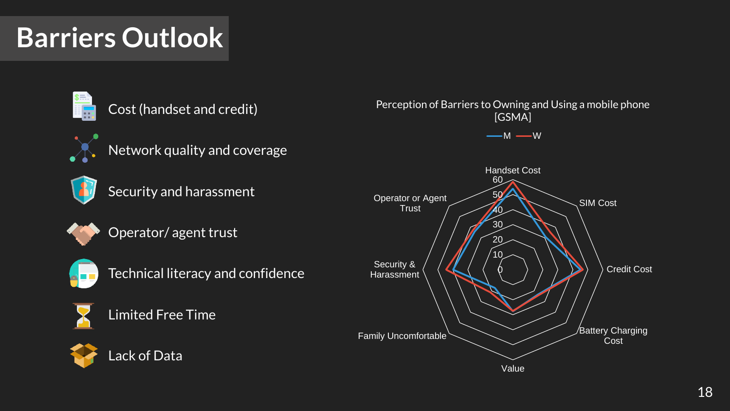# Barriers Outlook

- Cost (handset and credit)
- Network quality and coverage
- Security and harassment
- Operator/ agent trust
- Technical literacy and confidence
- Limited Free Time
- Lack of Data

Perception of Barriers to Owning and Using a mobile phone [GSMA]

M W

Handset Cost, SIM Cost, Credit Cost, Battery Charging Cost, Value, Family Uncomfortable, Security & Harassment, Operator or Agent Trust

0, 10, 20, 30, 40, 50, 60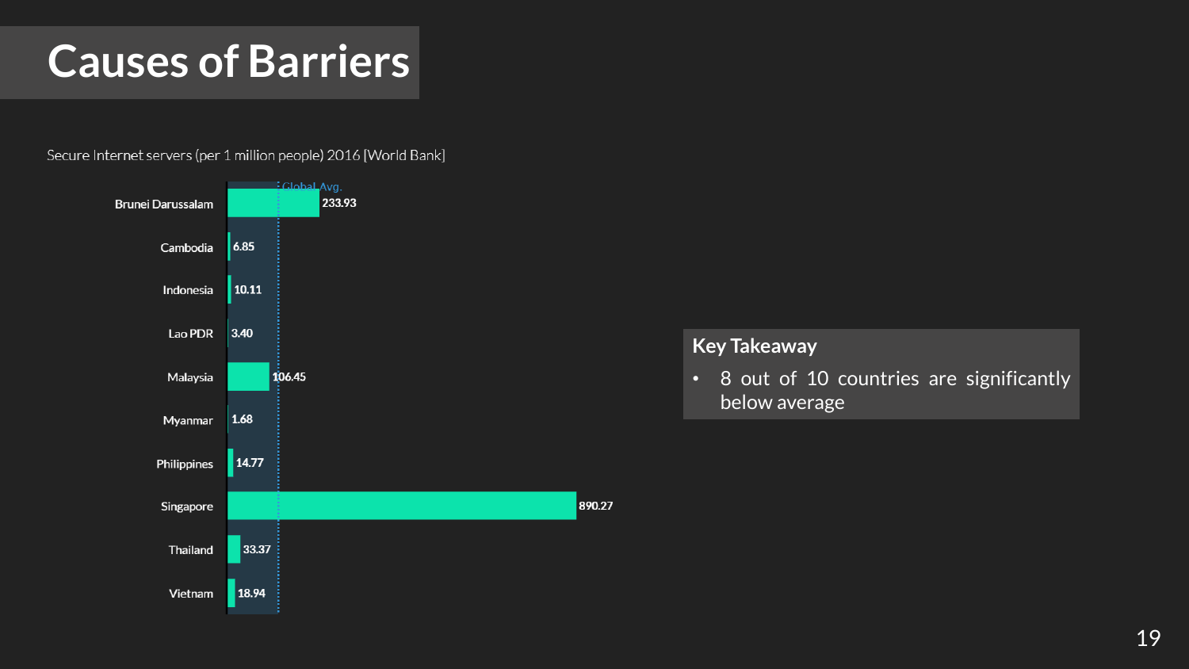# Causes of Barriers

Secure Internet servers (per 1 million people) 2016 [World Bank]

| Country | Secure Internet servers (per 1 million people) |
| --- | --- |
| Brunei Darussalam | 233.93 |
| Cambodia | 6.85 |
| Indonesia | 10.11 |
| Lao PDR | 3.40 |
| Malaysia | 106.45 |
| Myanmar | 1.68 |
| Philippines | 14.77 |
| Singapore | 890.27 |
| Thailand | 33.37 |
| Vietnam | 18.94 |

Global Avg.

**Key Takeaway**

- 8 out of 10 countries are significantly below average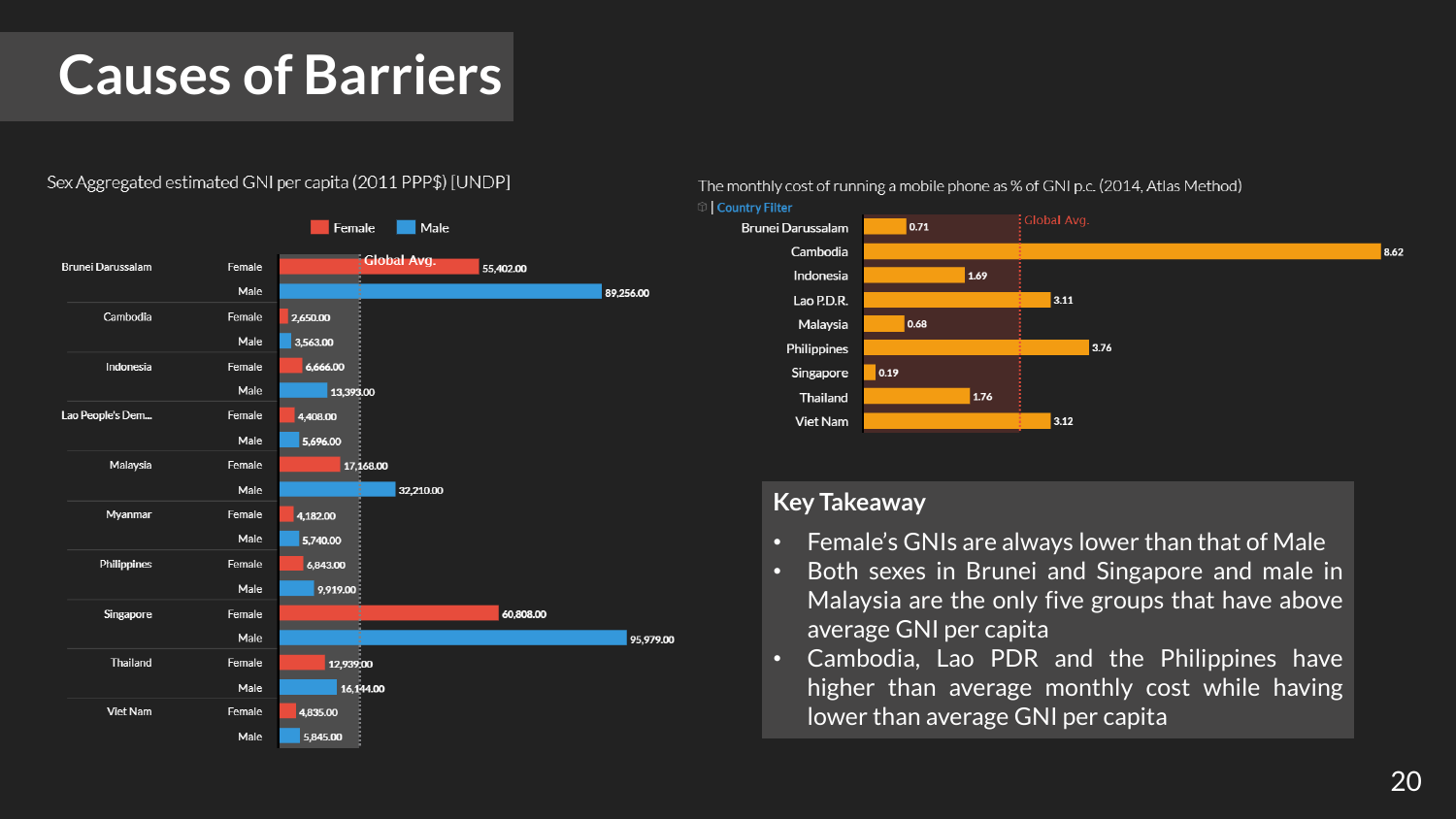# Causes of Barriers

Sex Aggregated estimated GNI per capita (2011 PPP$) [UNDP]

| Country | Sex | GNI per capita |
|---|---|---|
| Brunei Darussalam | Female | 55,402.00 |
| | Male | 89,256.00 |
| Cambodia | Female | 2,650.00 |
| | Male | 3,563.00 |
| Indonesia | Female | 6,666.00 |
| | Male | 13,393.00 |
| Lao People's Dem... | Female | 4,408.00 |
| | Male | 5,696.00 |
| Malaysia | Female | 17,168.00 |
| | Male | 32,210.00 |
| Myanmar | Female | 4,182.00 |
| | Male | 5,740.00 |
| Philippines | Female | 6,843.00 |
| | Male | 9,919.00 |
| Singapore | Female | 60,808.00 |
| | Male | 95,979.00 |
| Thailand | Female | 12,939.00 |
| | Male | 16,144.00 |
| Viet Nam | Female | 4,835.00 |
| | Male | 5,845.00 |

The monthly cost of running a mobile phone as % of GNI p.c. (2014, Atlas Method)

| Country | % of GNI p.c. |
|---|---|
| Brunei Darussalam | 0.71 |
| Cambodia | 8.62 |
| Indonesia | 1.69 |
| Lao P.D.R. | 3.11 |
| Malaysia | 0.68 |
| Philippines | 3.76 |
| Singapore | 0.19 |
| Thailand | 1.76 |
| Viet Nam | 3.12 |

## Key Takeaway

- Female's GNIs are always lower than that of Male
- Both sexes in Brunei and Singapore and male in Malaysia are the only five groups that have above average GNI per capita
- Cambodia, Lao PDR and the Philippines have higher than average monthly cost while having lower than average GNI per capita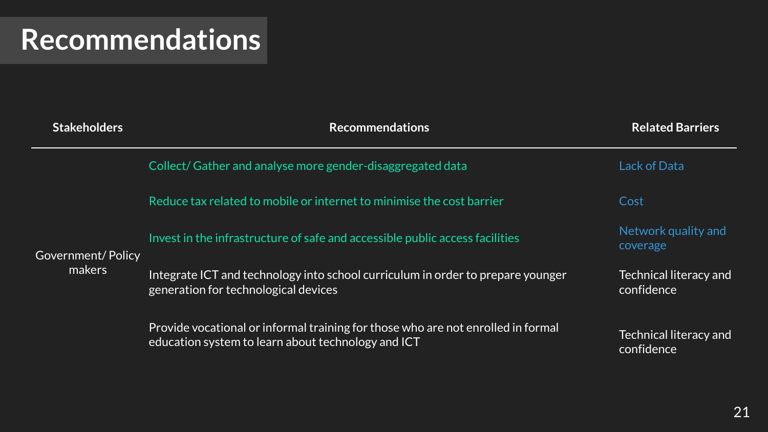# Recommendations

| Stakeholders | Recommendations | Related Barriers |
|---|---|---|
| Government/ Policy makers | Collect/ Gather and analyse more gender-disaggregated data | Lack of Data |
| | Reduce tax related to mobile or internet to minimise the cost barrier | Cost |
| | Invest in the infrastructure of safe and accessible public access facilities | Network quality and coverage |
| | Integrate ICT and technology into school curriculum in order to prepare younger generation for technological devices | Technical literacy and confidence |
| | Provide vocational or informal training for those who are not enrolled in formal education system to learn about technology and ICT | Technical literacy and confidence |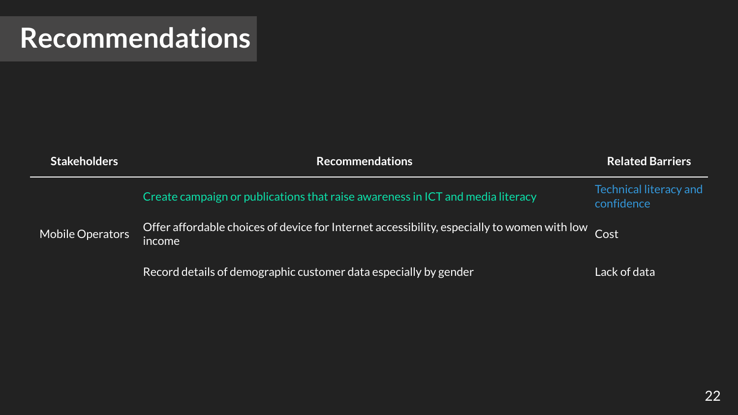# Recommendations

| Stakeholders | Recommendations | Related Barriers |
|---|---|---|
| Mobile Operators | Create campaign or publications that raise awareness in ICT and media literacy | Technical literacy and confidence |
| | Offer affordable choices of device for Internet accessibility, especially to women with low income | Cost |
| | Record details of demographic customer data especially by gender | Lack of data |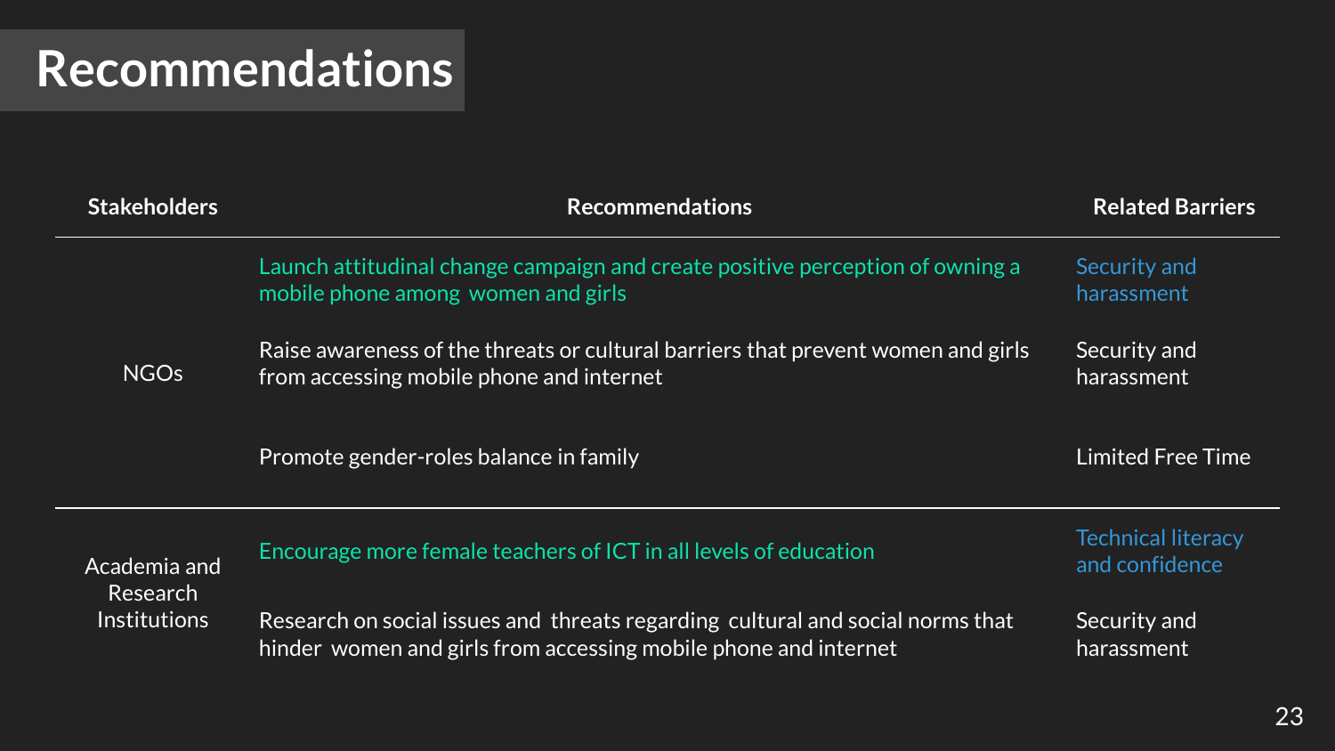# Recommendations

| Stakeholders | Recommendations | Related Barriers |
|---|---|---|
| NGOs | Launch attitudinal change campaign and create positive perception of owning a mobile phone among women and girls | Security and harassment |
| | Raise awareness of the threats or cultural barriers that prevent women and girls from accessing mobile phone and internet | Security and harassment |
| | Promote gender-roles balance in family | Limited Free Time |
| Academia and Research Institutions | Encourage more female teachers of ICT in all levels of education | Technical literacy and confidence |
| | Research on social issues and threats regarding cultural and social norms that hinder women and girls from accessing mobile phone and internet | Security and harassment |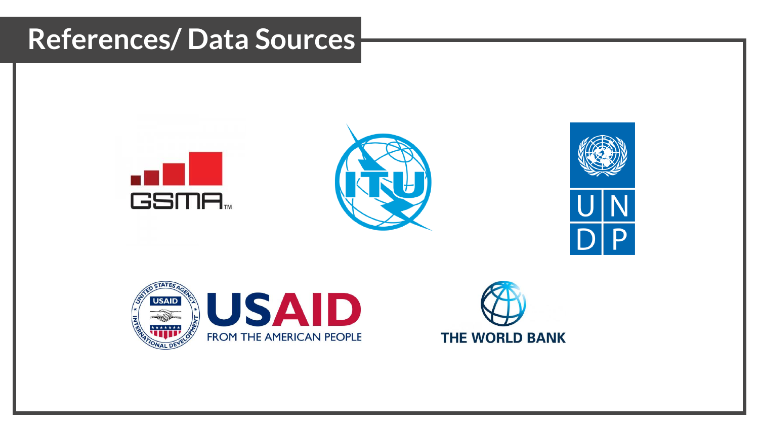# References/ Data Sources

GSMA™

ITU

UN DP

USAID FROM THE AMERICAN PEOPLE

THE WORLD BANK